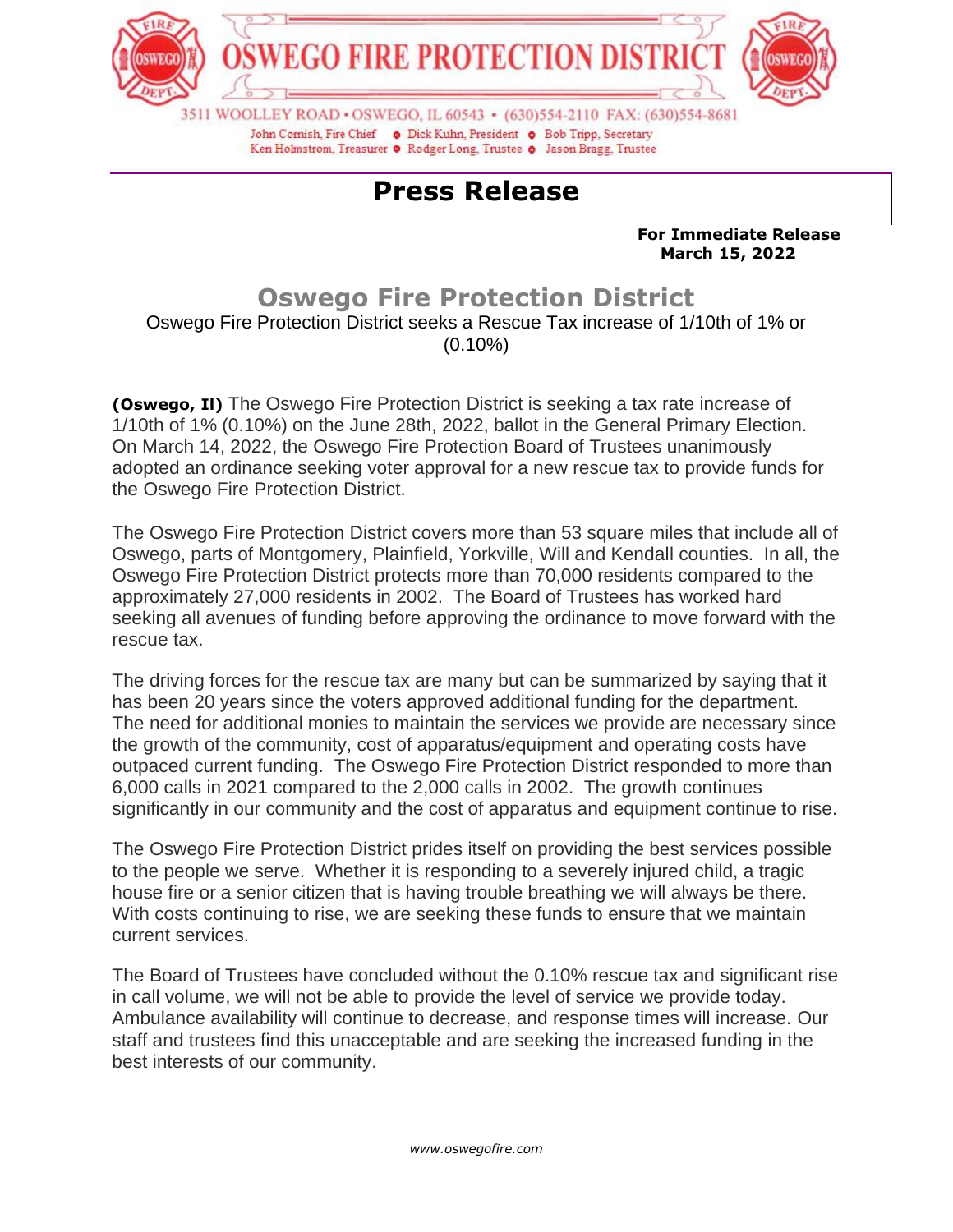# OSWEGO FIRE PROTECTION DISTRICT

3511 WOOLLEY ROAD • OSWEGO, IL 60543 • (630)554-2110 FAX: (630)554-8681

John Cornish, Fire Chief • Dick Kuhn, President • Bob Tripp, Secretary
Ken Holmstrom, Treasurer • Rodger Long, Trustee • Jason Bragg, Trustee

# Press Release

**For Immediate Release**
**March 15, 2022**

## Oswego Fire Protection District

Oswego Fire Protection District seeks a Rescue Tax increase of 1/10th of 1% or (0.10%)

**(Oswego, Il)** The Oswego Fire Protection District is seeking a tax rate increase of 1/10th of 1% (0.10%) on the June 28th, 2022, ballot in the General Primary Election. On March 14, 2022, the Oswego Fire Protection Board of Trustees unanimously adopted an ordinance seeking voter approval for a new rescue tax to provide funds for the Oswego Fire Protection District.

The Oswego Fire Protection District covers more than 53 square miles that include all of Oswego, parts of Montgomery, Plainfield, Yorkville, Will and Kendall counties. In all, the Oswego Fire Protection District protects more than 70,000 residents compared to the approximately 27,000 residents in 2002. The Board of Trustees has worked hard seeking all avenues of funding before approving the ordinance to move forward with the rescue tax.

The driving forces for the rescue tax are many but can be summarized by saying that it has been 20 years since the voters approved additional funding for the department. The need for additional monies to maintain the services we provide are necessary since the growth of the community, cost of apparatus/equipment and operating costs have outpaced current funding. The Oswego Fire Protection District responded to more than 6,000 calls in 2021 compared to the 2,000 calls in 2002. The growth continues significantly in our community and the cost of apparatus and equipment continue to rise.

The Oswego Fire Protection District prides itself on providing the best services possible to the people we serve. Whether it is responding to a severely injured child, a tragic house fire or a senior citizen that is having trouble breathing we will always be there. With costs continuing to rise, we are seeking these funds to ensure that we maintain current services.

The Board of Trustees have concluded without the 0.10% rescue tax and significant rise in call volume, we will not be able to provide the level of service we provide today. Ambulance availability will continue to decrease, and response times will increase. Our staff and trustees find this unacceptable and are seeking the increased funding in the best interests of our community.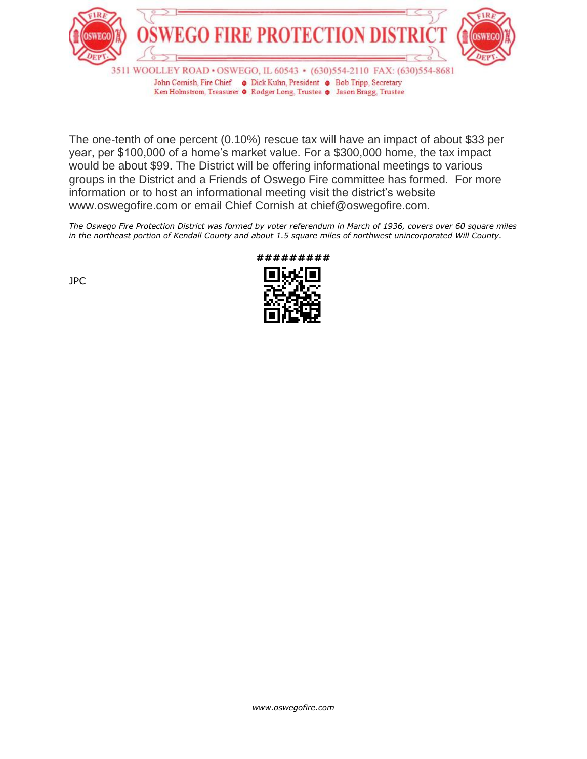# OSWEGO FIRE PROTECTION DISTRICT

3511 WOOLLEY ROAD • OSWEGO, IL 60543 • (630)554-2110 FAX: (630)554-8681

John Cornish, Fire Chief • Dick Kuhn, President • Bob Tripp, Secretary
Ken Holmstrom, Treasurer • Rodger Long, Trustee • Jason Bragg, Trustee

The one-tenth of one percent (0.10%) rescue tax will have an impact of about $33 per year, per $100,000 of a home's market value. For a $300,000 home, the tax impact would be about $99. The District will be offering informational meetings to various groups in the District and a Friends of Oswego Fire committee has formed. For more information or to host an informational meeting visit the district's website www.oswegofire.com or email Chief Cornish at chief@oswegofire.com.

*The Oswego Fire Protection District was formed by voter referendum in March of 1936, covers over 60 square miles in the northeast portion of Kendall County and about 1.5 square miles of northwest unincorporated Will County.*

########

JPC